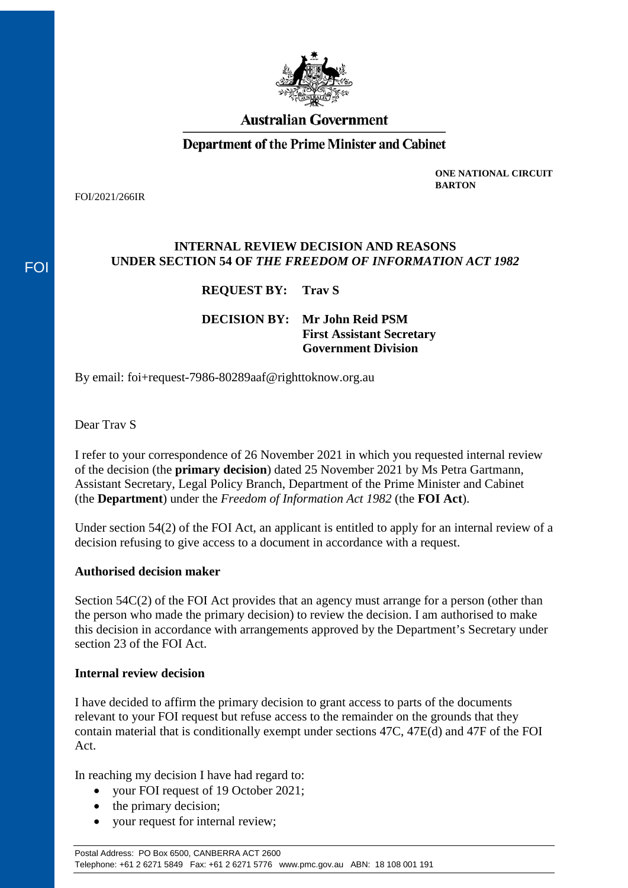**Australian Government**

**Department of the Prime Minister and Cabinet**

**ONE NATIONAL CIRCUIT**
**BARTON**

FOI/2021/266IR

FOI

**INTERNAL REVIEW DECISION AND REASONS**
**UNDER SECTION 54 OF *THE FREEDOM OF INFORMATION ACT 1982***

**REQUEST BY:** **Trav S**

**DECISION BY:** **Mr John Reid PSM**
**First Assistant Secretary**
**Government Division**

By email: foi+request-7986-80289aaf@righttoknow.org.au

Dear Trav S

I refer to your correspondence of 26 November 2021 in which you requested internal review of the decision (the **primary decision**) dated 25 November 2021 by Ms Petra Gartmann, Assistant Secretary, Legal Policy Branch, Department of the Prime Minister and Cabinet (the **Department**) under the *Freedom of Information Act 1982* (the **FOI Act**).

Under section 54(2) of the FOI Act, an applicant is entitled to apply for an internal review of a decision refusing to give access to a document in accordance with a request.

**Authorised decision maker**

Section 54C(2) of the FOI Act provides that an agency must arrange for a person (other than the person who made the primary decision) to review the decision. I am authorised to make this decision in accordance with arrangements approved by the Department's Secretary under section 23 of the FOI Act.

**Internal review decision**

I have decided to affirm the primary decision to grant access to parts of the documents relevant to your FOI request but refuse access to the remainder on the grounds that they contain material that is conditionally exempt under sections 47C, 47E(d) and 47F of the FOI Act.

In reaching my decision I have had regard to:

- your FOI request of 19 October 2021;
- the primary decision;
- your request for internal review;

Postal Address: PO Box 6500, CANBERRA ACT 2600
Telephone: +61 2 6271 5849 Fax: +61 2 6271 5776 www.pmc.gov.au ABN: 18 108 001 191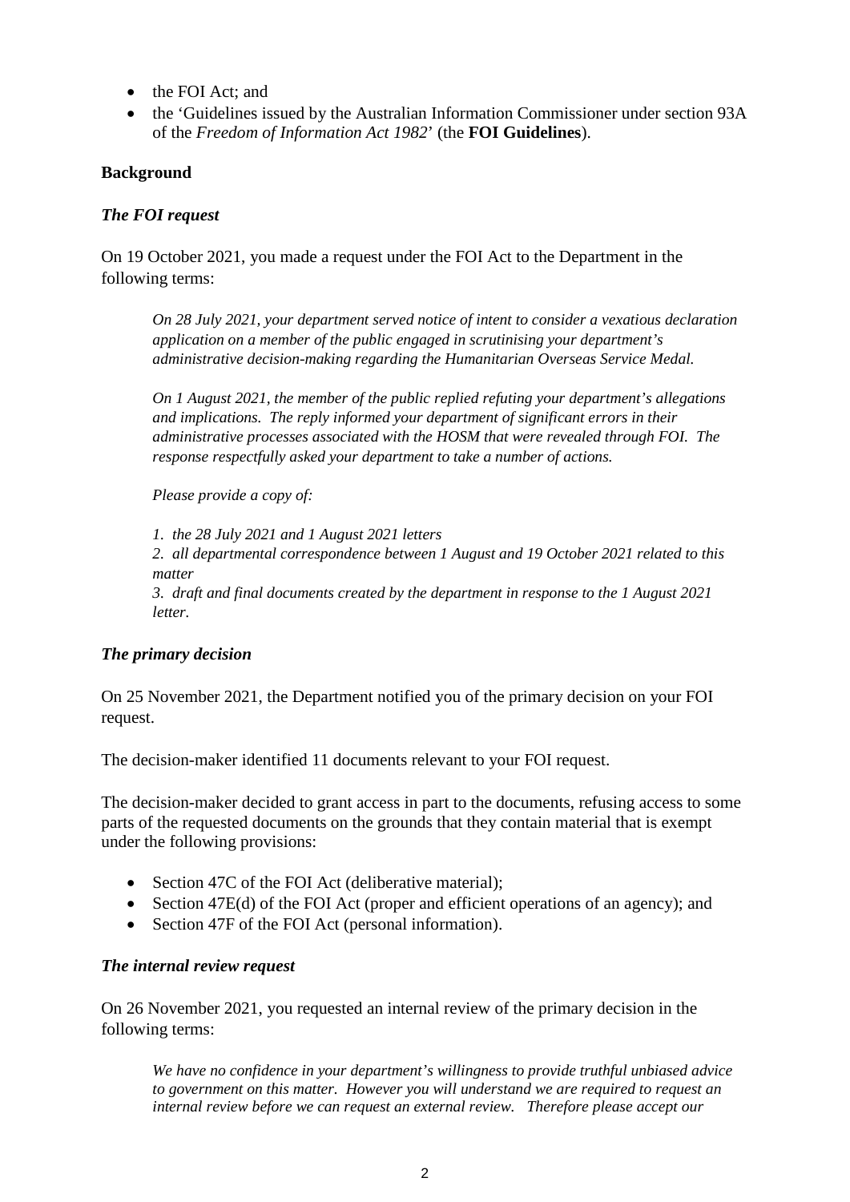- the FOI Act; and
- the 'Guidelines issued by the Australian Information Commissioner under section 93A of the *Freedom of Information Act 1982*' (the **FOI Guidelines**).

## Background

### *The FOI request*

On 19 October 2021, you made a request under the FOI Act to the Department in the following terms:

> *On 28 July 2021, your department served notice of intent to consider a vexatious declaration application on a member of the public engaged in scrutinising your department's administrative decision-making regarding the Humanitarian Overseas Service Medal.*
>
> *On 1 August 2021, the member of the public replied refuting your department's allegations and implications. The reply informed your department of significant errors in their administrative processes associated with the HOSM that were revealed through FOI. The response respectfully asked your department to take a number of actions.*
>
> *Please provide a copy of:*
>
> *1. the 28 July 2021 and 1 August 2021 letters*
> *2. all departmental correspondence between 1 August and 19 October 2021 related to this matter*
> *3. draft and final documents created by the department in response to the 1 August 2021 letter.*

### *The primary decision*

On 25 November 2021, the Department notified you of the primary decision on your FOI request.

The decision-maker identified 11 documents relevant to your FOI request.

The decision-maker decided to grant access in part to the documents, refusing access to some parts of the requested documents on the grounds that they contain material that is exempt under the following provisions:

- Section 47C of the FOI Act (deliberative material);
- Section 47E(d) of the FOI Act (proper and efficient operations of an agency); and
- Section 47F of the FOI Act (personal information).

### *The internal review request*

On 26 November 2021, you requested an internal review of the primary decision in the following terms:

> *We have no confidence in your department's willingness to provide truthful unbiased advice to government on this matter. However you will understand we are required to request an internal review before we can request an external review. Therefore please accept our*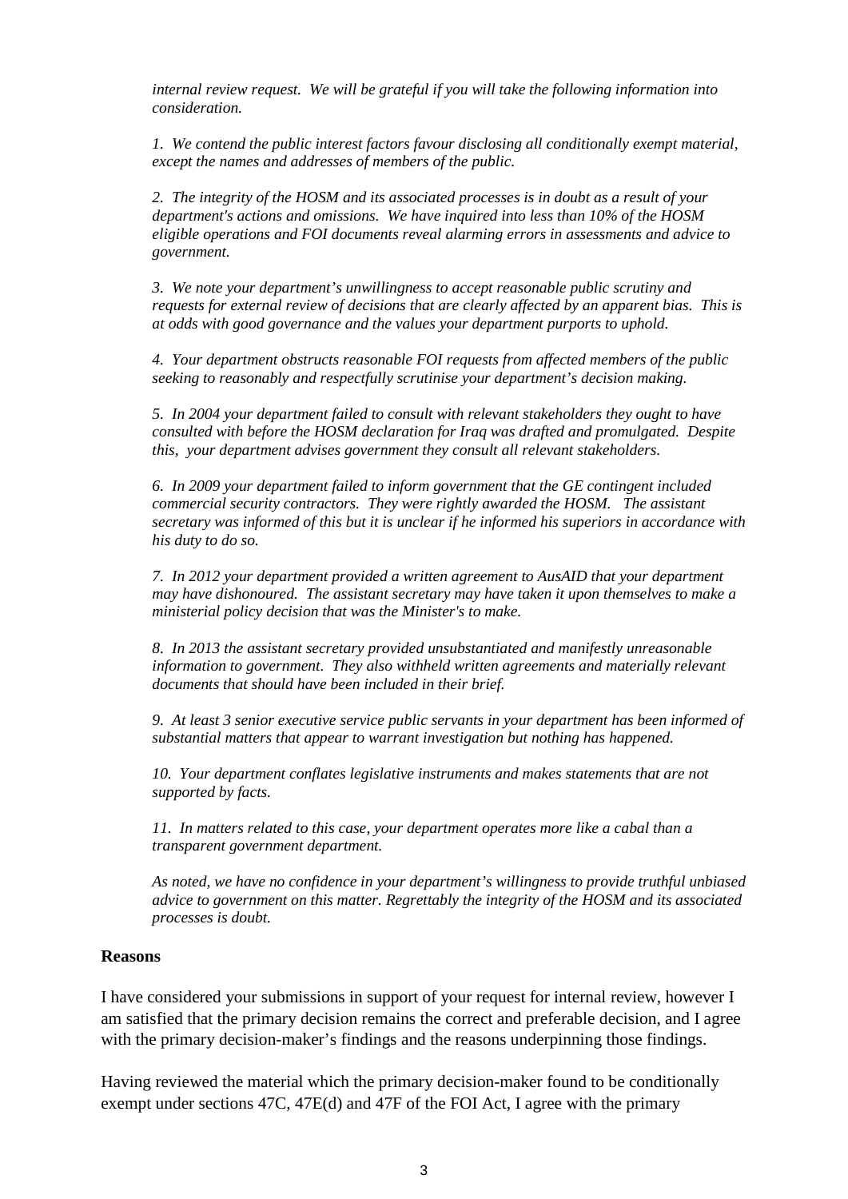*internal review request. We will be grateful if you will take the following information into consideration.*

*1. We contend the public interest factors favour disclosing all conditionally exempt material, except the names and addresses of members of the public.*

*2. The integrity of the HOSM and its associated processes is in doubt as a result of your department's actions and omissions. We have inquired into less than 10% of the HOSM eligible operations and FOI documents reveal alarming errors in assessments and advice to government.*

*3. We note your department's unwillingness to accept reasonable public scrutiny and requests for external review of decisions that are clearly affected by an apparent bias. This is at odds with good governance and the values your department purports to uphold.*

*4. Your department obstructs reasonable FOI requests from affected members of the public seeking to reasonably and respectfully scrutinise your department's decision making.*

*5. In 2004 your department failed to consult with relevant stakeholders they ought to have consulted with before the HOSM declaration for Iraq was drafted and promulgated. Despite this, your department advises government they consult all relevant stakeholders.*

*6. In 2009 your department failed to inform government that the GE contingent included commercial security contractors. They were rightly awarded the HOSM. The assistant secretary was informed of this but it is unclear if he informed his superiors in accordance with his duty to do so.*

*7. In 2012 your department provided a written agreement to AusAID that your department may have dishonoured. The assistant secretary may have taken it upon themselves to make a ministerial policy decision that was the Minister's to make.*

*8. In 2013 the assistant secretary provided unsubstantiated and manifestly unreasonable information to government. They also withheld written agreements and materially relevant documents that should have been included in their brief.*

*9. At least 3 senior executive service public servants in your department has been informed of substantial matters that appear to warrant investigation but nothing has happened.*

*10. Your department conflates legislative instruments and makes statements that are not supported by facts.*

*11. In matters related to this case, your department operates more like a cabal than a transparent government department.*

*As noted, we have no confidence in your department's willingness to provide truthful unbiased advice to government on this matter. Regrettably the integrity of the HOSM and its associated processes is doubt.*

**Reasons**

I have considered your submissions in support of your request for internal review, however I am satisfied that the primary decision remains the correct and preferable decision, and I agree with the primary decision-maker's findings and the reasons underpinning those findings.

Having reviewed the material which the primary decision-maker found to be conditionally exempt under sections 47C, 47E(d) and 47F of the FOI Act, I agree with the primary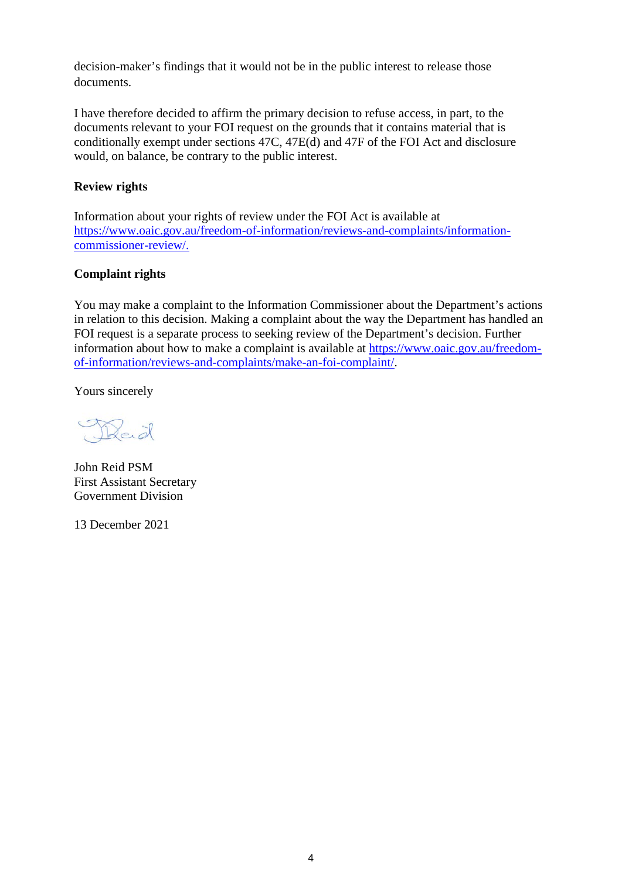decision-maker's findings that it would not be in the public interest to release those documents.

I have therefore decided to affirm the primary decision to refuse access, in part, to the documents relevant to your FOI request on the grounds that it contains material that is conditionally exempt under sections 47C, 47E(d) and 47F of the FOI Act and disclosure would, on balance, be contrary to the public interest.

**Review rights**

Information about your rights of review under the FOI Act is available at https://www.oaic.gov.au/freedom-of-information/reviews-and-complaints/information-commissioner-review/.

**Complaint rights**

You may make a complaint to the Information Commissioner about the Department's actions in relation to this decision. Making a complaint about the way the Department has handled an FOI request is a separate process to seeking review of the Department's decision. Further information about how to make a complaint is available at https://www.oaic.gov.au/freedom-of-information/reviews-and-complaints/make-an-foi-complaint/.

Yours sincerely

John Reid PSM
First Assistant Secretary
Government Division

13 December 2021